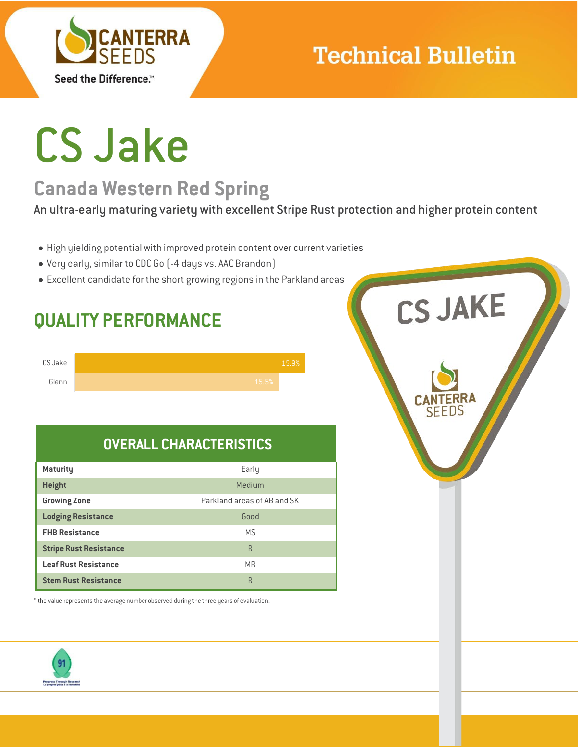CANTERRA SEEDS

Seed the Difference.™

Technical Bulletin

# CS Jake

## Canada Western Red Spring

An ultra-early maturing variety with excellent Stripe Rust protection and higher protein content

- High yielding potential with improved protein content over current varieties
- Very early, similar to CDC Go (-4 days vs. AAC Brandon)
- Excellent candidate for the short growing regions in the Parkland areas

## QUALITY PERFORMANCE

| Variety | Protein |
|---|---|
| CS Jake | 15.9% |
| Glenn | 15.5% |

## OVERALL CHARACTERISTICS

| Characteristic | Value |
|---|---|
| Maturity | Early |
| Height | Medium |
| Growing Zone | Parkland areas of AB and SK |
| Lodging Resistance | Good |
| FHB Resistance | MS |
| Stripe Rust Resistance | R |
| Leaf Rust Resistance | MR |
| Stem Rust Resistance | R |

* the value represents the average number observed during the three years of evaluation.

CS JAKE

CANTERRA SEEDS

91 Progress Through Research / Le progrès grâce à la recherche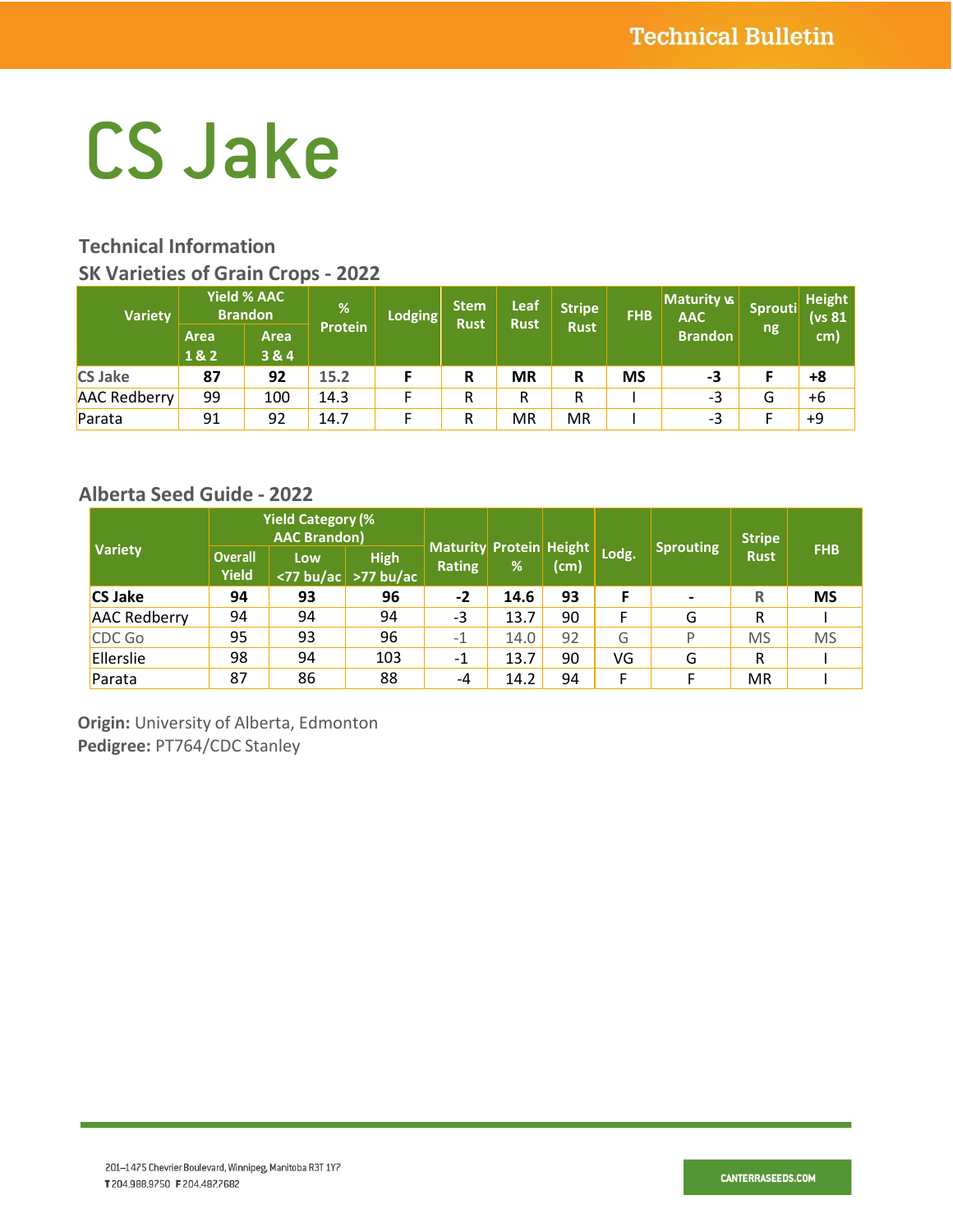# CS Jake

### Technical Information

### SK Varieties of Grain Crops - 2022

| Variety | Yield % AAC Brandon | | % Protein | Lodging | Stem Rust | Leaf Rust | Stripe Rust | FHB | Maturity vs AAC Brandon | Sprouting | Height (vs 81 cm) |
|---|---|---|---|---|---|---|---|---|---|---|---|
| | Area 1 & 2 | Area 3 & 4 | | | | | | | | | |
| **CS Jake** | **87** | **92** | 15.2 | **F** | **R** | **MR** | **R** | **MS** | **-3** | **F** | **+8** |
| AAC Redberry | 99 | 100 | 14.3 | F | R | R | R | I | -3 | G | +6 |
| Parata | 91 | 92 | 14.7 | F | R | MR | MR | I | -3 | F | +9 |

### Alberta Seed Guide - 2022

| Variety | Yield Category (% AAC Brandon) | | | Maturity Rating | Protein % | Height (cm) | Lodg. | Sprouting | Stripe Rust | FHB |
|---|---|---|---|---|---|---|---|---|---|---|
| | Overall Yield | Low <77 bu/ac | High >77 bu/ac | | | | | | | |
| **CS Jake** | **94** | **93** | **96** | **-2** | **14.6** | **93** | **F** | **-** | R | **MS** |
| AAC Redberry | 94 | 94 | 94 | -3 | 13.7 | 90 | F | G | R | I |
| CDC Go | 95 | 93 | 96 | -1 | 14.0 | 92 | G | P | MS | MS |
| Ellerslie | 98 | 94 | 103 | -1 | 13.7 | 90 | VG | G | R | I |
| Parata | 87 | 86 | 88 | -4 | 14.2 | 94 | F | F | MR | I |

**Origin:** University of Alberta, Edmonton
**Pedigree:** PT764/CDC Stanley

201–1475 Chevrier Boulevard, Winnipeg, Manitoba R3T 1Y7
T 204.988.9750 F 204.487.7682

CANTERRASEEDS.COM